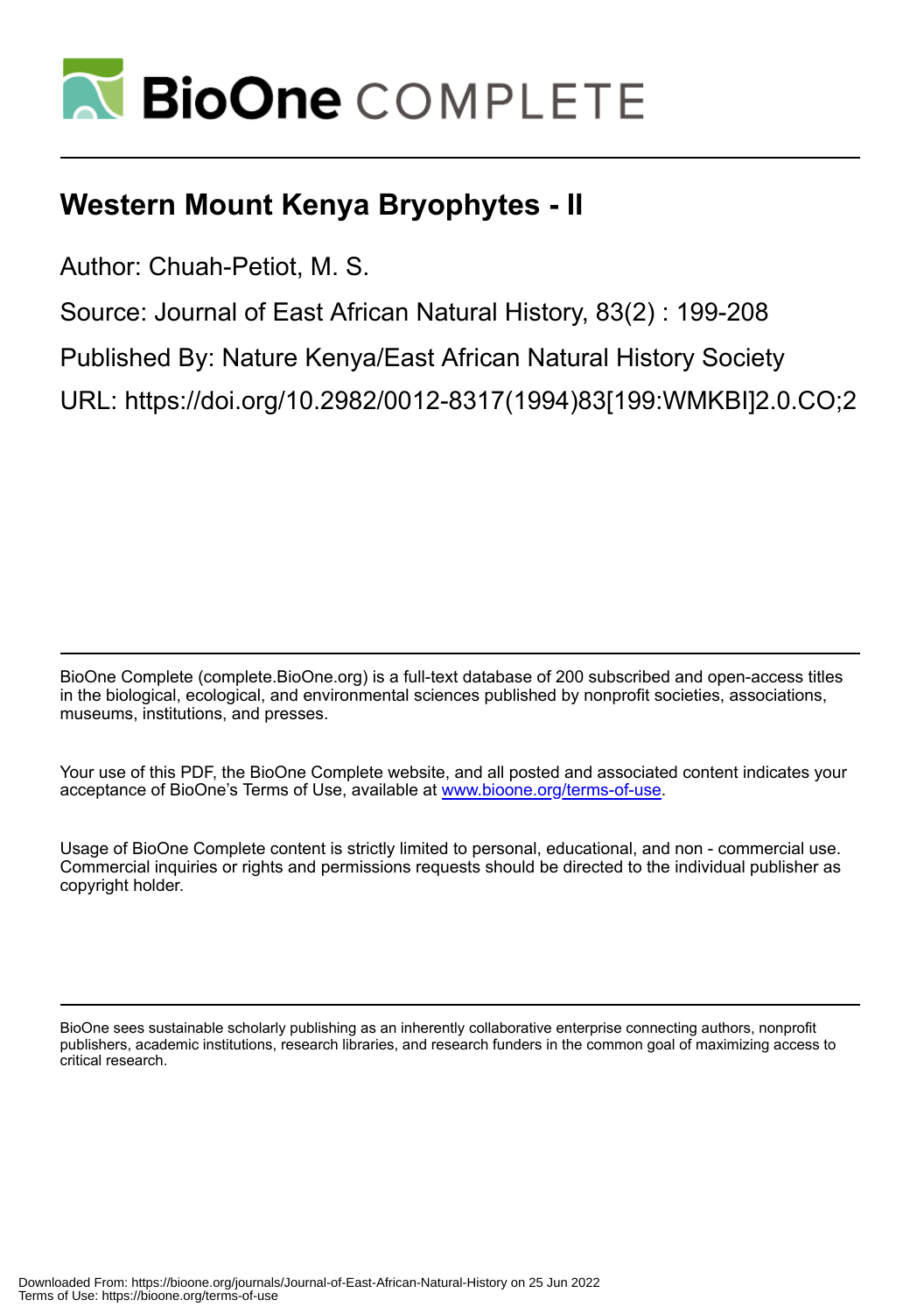# Western Mount Kenya Bryophytes - II

Author: Chuah-Petiot, M. S.

Source: Journal of East African Natural History, 83(2) : 199-208

Published By: Nature Kenya/East African Natural History Society

URL: https://doi.org/10.2982/0012-8317(1994)83[199:WMKBI]2.0.CO;2

BioOne Complete (complete.BioOne.org) is a full-text database of 200 subscribed and open-access titles in the biological, ecological, and environmental sciences published by nonprofit societies, associations, museums, institutions, and presses.

Your use of this PDF, the BioOne Complete website, and all posted and associated content indicates your acceptance of BioOne's Terms of Use, available at www.bioone.org/terms-of-use.

Usage of BioOne Complete content is strictly limited to personal, educational, and non - commercial use. Commercial inquiries or rights and permissions requests should be directed to the individual publisher as copyright holder.

BioOne sees sustainable scholarly publishing as an inherently collaborative enterprise connecting authors, nonprofit publishers, academic institutions, research libraries, and research funders in the common goal of maximizing access to critical research.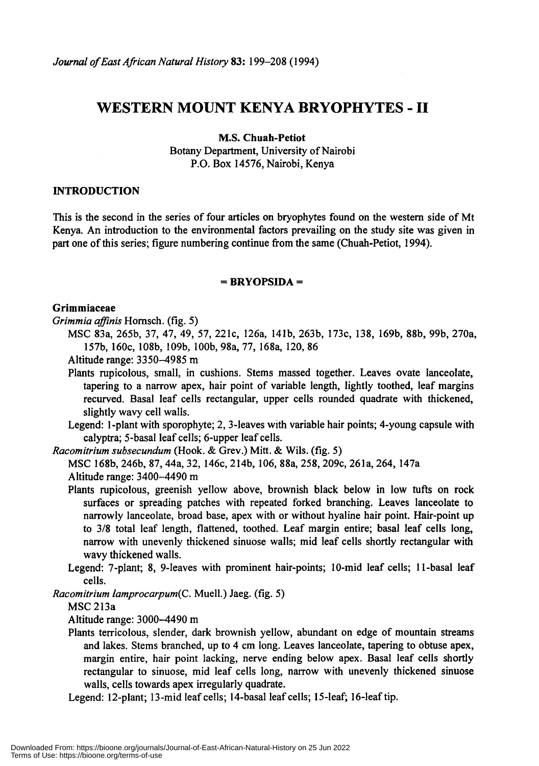*Journal of East African Natural History* **83**: 199–208 (1994)

# WESTERN MOUNT KENYA BRYOPHYTES - II

**M.S. Chuah-Petiot**
Botany Department, University of Nairobi
P.O. Box 14576, Nairobi, Kenya

## INTRODUCTION

This is the second in the series of four articles on bryophytes found on the western side of Mt Kenya. An introduction to the environmental factors prevailing on the study site was given in part one of this series; figure numbering continue from the same (Chuah-Petiot, 1994).

### = BRYOPSIDA =

### Grimmiaceae

*Grimmia affinis* Hornsch. (fig. 5)

MSC 83a, 265b, 37, 47, 49, 57, 221c, 126a, 141b, 263b, 173c, 138, 169b, 88b, 99b, 270a, 157b, 160c, 108b, 109b, 100b, 98a, 77, 168a, 120, 86

Altitude range: 3350–4985 m

Plants rupicolous, small, in cushions. Stems massed together. Leaves ovate lanceolate, tapering to a narrow apex, hair point of variable length, lightly toothed, leaf margins recurved. Basal leaf cells rectangular, upper cells rounded quadrate with thickened, slightly wavy cell walls.

Legend: 1-plant with sporophyte; 2, 3-leaves with variable hair points; 4-young capsule with calyptra; 5-basal leaf cells; 6-upper leaf cells.

*Racomitrium subsecundum* (Hook. & Grev.) Mitt. & Wils. (fig. 5)

MSC 168b, 246b, 87, 44a, 32, 146c, 214b, 106, 88a, 258, 209c, 261a, 264, 147a

Altitude range: 3400–4490 m

Plants rupicolous, greenish yellow above, brownish black below in low tufts on rock surfaces or spreading patches with repeated forked branching. Leaves lanceolate to narrowly lanceolate, broad base, apex with or without hyaline hair point. Hair-point up to 3/8 total leaf length, flattened, toothed. Leaf margin entire; basal leaf cells long, narrow with unevenly thickened sinuose walls; mid leaf cells shortly rectangular with wavy thickened walls.

Legend: 7-plant; 8, 9-leaves with prominent hair-points; 10-mid leaf cells; 11-basal leaf cells.

*Racomitrium lamprocarpum*(C. Muell.) Jaeg. (fig. 5)

MSC 213a

Altitude range: 3000–4490 m

Plants terricolous, slender, dark brownish yellow, abundant on edge of mountain streams and lakes. Stems branched, up to 4 cm long. Leaves lanceolate, tapering to obtuse apex, margin entire, hair point lacking, nerve ending below apex. Basal leaf cells shortly rectangular to sinuose, mid leaf cells long, narrow with unevenly thickened sinuose walls, cells towards apex irregularly quadrate.

Legend: 12-plant; 13-mid leaf cells; 14-basal leaf cells; 15-leaf; 16-leaf tip.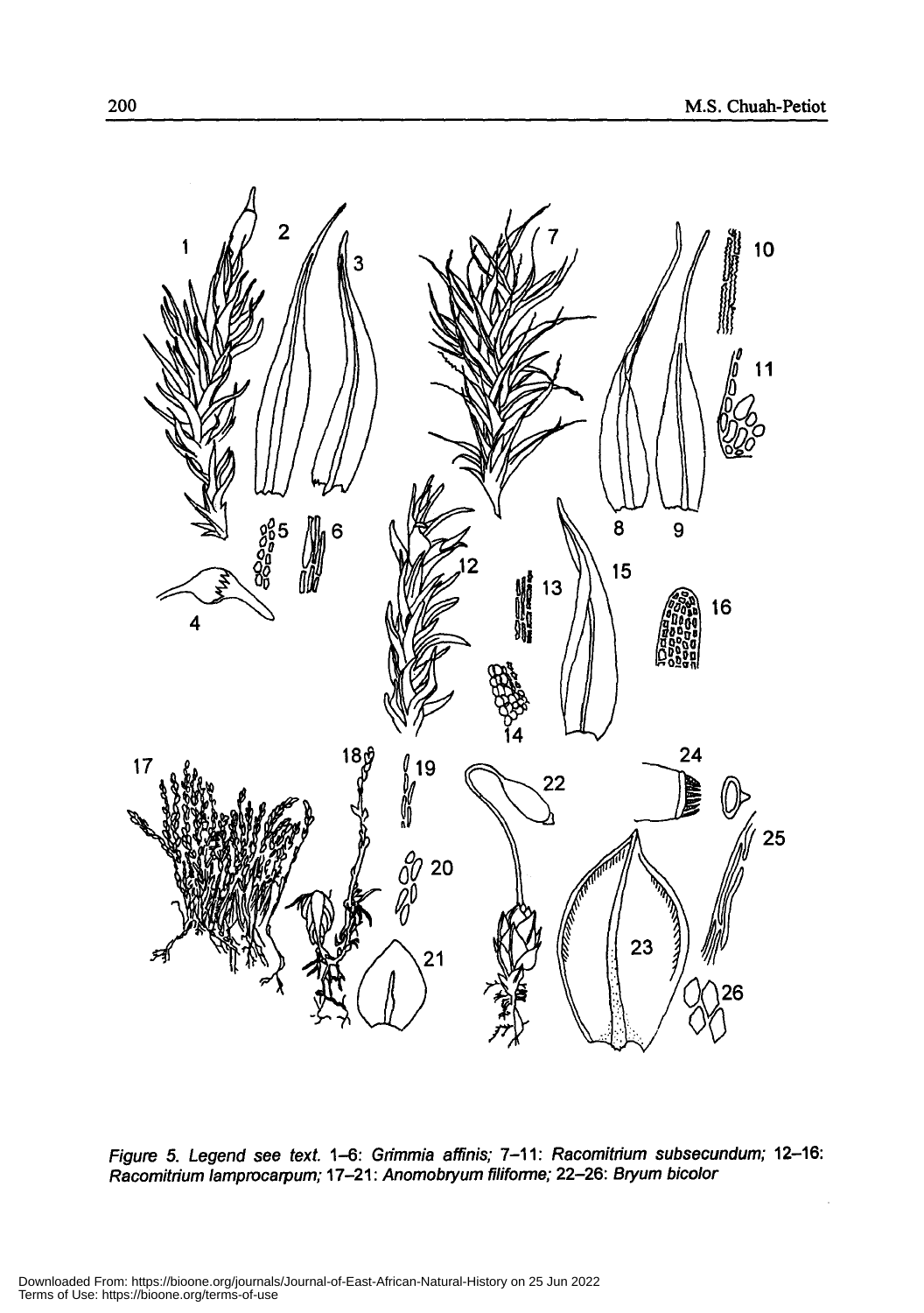*Figure 5. Legend see text.* 1–6: *Grimmia affinis;* 7–11: *Racomitrium subsecundum;* 12–16: *Racomitrium lamprocarpum;* 17–21: *Anomobryum filiforme;* 22–26: *Bryum bicolor*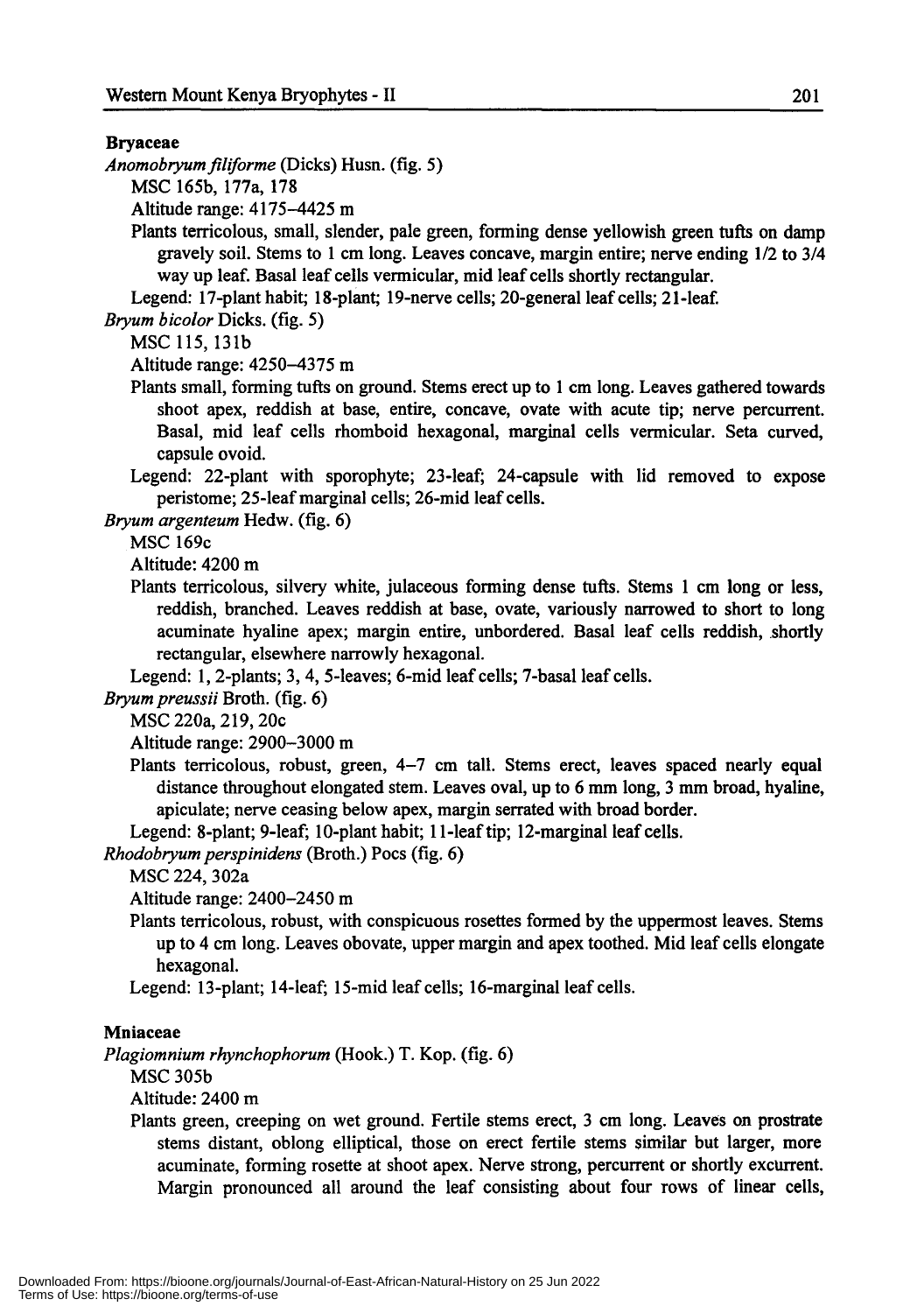**Bryaceae**

*Anomobryum filiforme* (Dicks) Husn. (fig. 5)

MSC 165b, 177a, 178

Altitude range: 4175–4425 m

Plants terricolous, small, slender, pale green, forming dense yellowish green tufts on damp gravely soil. Stems to 1 cm long. Leaves concave, margin entire; nerve ending 1/2 to 3/4 way up leaf. Basal leaf cells vermicular, mid leaf cells shortly rectangular.

Legend: 17-plant habit; 18-plant; 19-nerve cells; 20-general leaf cells; 21-leaf.

*Bryum bicolor* Dicks. (fig. 5)

MSC 115, 131b

Altitude range: 4250–4375 m

Plants small, forming tufts on ground. Stems erect up to 1 cm long. Leaves gathered towards shoot apex, reddish at base, entire, concave, ovate with acute tip; nerve percurrent. Basal, mid leaf cells rhomboid hexagonal, marginal cells vermicular. Seta curved, capsule ovoid.

Legend: 22-plant with sporophyte; 23-leaf; 24-capsule with lid removed to expose peristome; 25-leaf marginal cells; 26-mid leaf cells.

*Bryum argenteum* Hedw. (fig. 6)

MSC 169c

Altitude: 4200 m

Plants terricolous, silvery white, julaceous forming dense tufts. Stems 1 cm long or less, reddish, branched. Leaves reddish at base, ovate, variously narrowed to short to long acuminate hyaline apex; margin entire, unbordered. Basal leaf cells reddish, shortly rectangular, elsewhere narrowly hexagonal.

Legend: 1, 2-plants; 3, 4, 5-leaves; 6-mid leaf cells; 7-basal leaf cells.

*Bryum preussii* Broth. (fig. 6)

MSC 220a, 219, 20c

Altitude range: 2900–3000 m

Plants terricolous, robust, green, 4–7 cm tall. Stems erect, leaves spaced nearly equal distance throughout elongated stem. Leaves oval, up to 6 mm long, 3 mm broad, hyaline, apiculate; nerve ceasing below apex, margin serrated with broad border.

Legend: 8-plant; 9-leaf; 10-plant habit; 11-leaf tip; 12-marginal leaf cells.

*Rhodobryum perspinidens* (Broth.) Pocs (fig. 6)

MSC 224, 302a

Altitude range: 2400–2450 m

Plants terricolous, robust, with conspicuous rosettes formed by the uppermost leaves. Stems up to 4 cm long. Leaves obovate, upper margin and apex toothed. Mid leaf cells elongate hexagonal.

Legend: 13-plant; 14-leaf; 15-mid leaf cells; 16-marginal leaf cells.

**Mniaceae**

*Plagiomnium rhynchophorum* (Hook.) T. Kop. (fig. 6)

MSC 305b

Altitude: 2400 m

Plants green, creeping on wet ground. Fertile stems erect, 3 cm long. Leaves on prostrate stems distant, oblong elliptical, those on erect fertile stems similar but larger, more acuminate, forming rosette at shoot apex. Nerve strong, percurrent or shortly excurrent. Margin pronounced all around the leaf consisting about four rows of linear cells,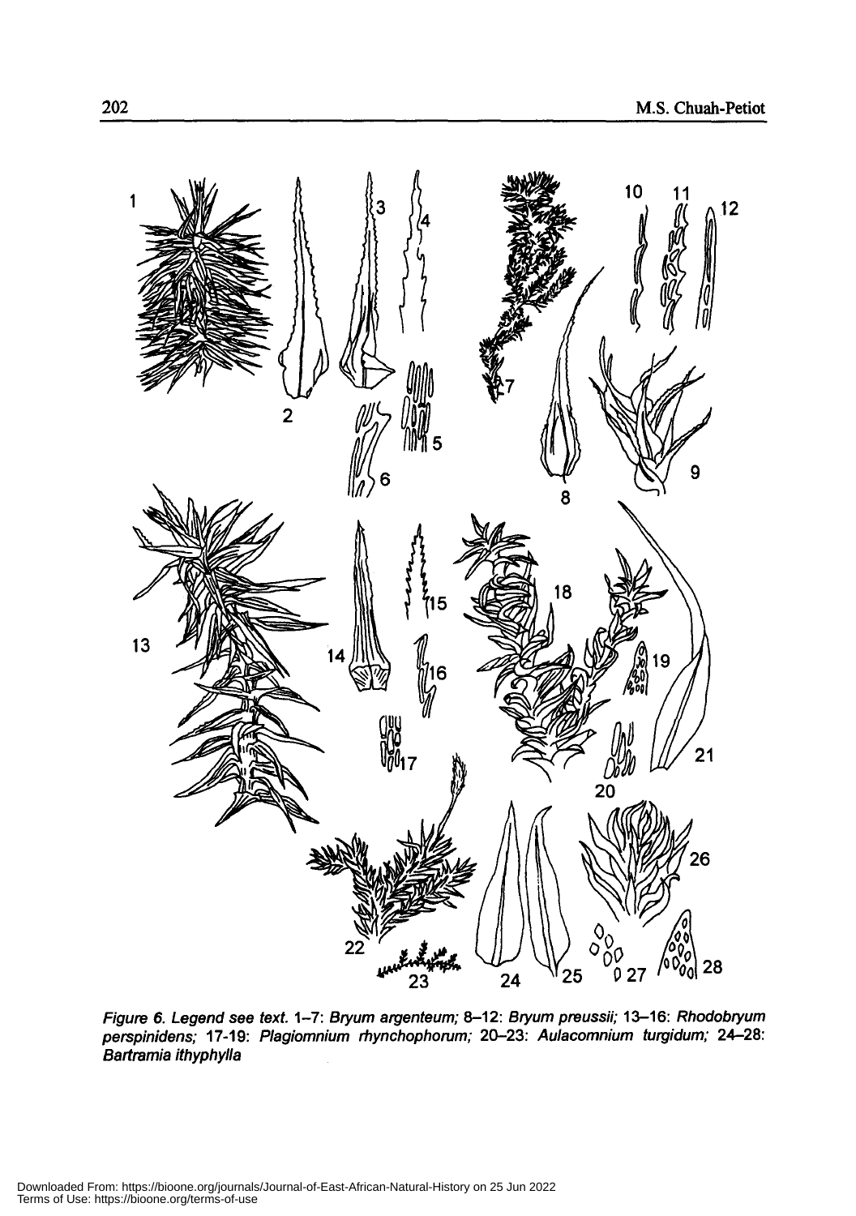*Figure 6. Legend see text.* 1–7: *Bryum argenteum;* 8–12: *Bryum preussii;* 13–16: *Rhodobryum perspinidens;* 17-19: *Plagiomnium rhynchophorum;* 20–23: *Aulacomnium turgidum;* 24–28: *Bartramia ithyphylla*

Downloaded From: https://bioone.org/journals/Journal-of-East-African-Natural-History on 25 Jun 2022
Terms of Use: https://bioone.org/terms-of-use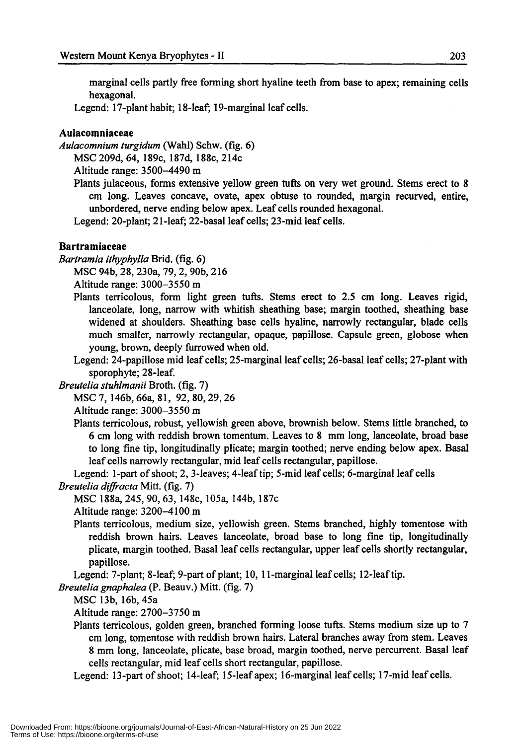marginal cells partly free forming short hyaline teeth from base to apex; remaining cells hexagonal.

Legend: 17-plant habit; 18-leaf; 19-marginal leaf cells.

**Aulacomniaceae**

*Aulacomnium turgidum* (Wahl) Schw. (fig. 6)

MSC 209d, 64, 189c, 187d, 188c, 214c

Altitude range: 3500–4490 m

Plants julaceous, forms extensive yellow green tufts on very wet ground. Stems erect to 8 cm long. Leaves concave, ovate, apex obtuse to rounded, margin recurved, entire, unbordered, nerve ending below apex. Leaf cells rounded hexagonal.

Legend: 20-plant; 21-leaf; 22-basal leaf cells; 23-mid leaf cells.

**Bartramiaceae**

*Bartramia ithyphylla* Brid. (fig. 6)

MSC 94b, 28, 230a, 79, 2, 90b, 216

Altitude range: 3000–3550 m

Plants terricolous, form light green tufts. Stems erect to 2.5 cm long. Leaves rigid, lanceolate, long, narrow with whitish sheathing base; margin toothed, sheathing base widened at shoulders. Sheathing base cells hyaline, narrowly rectangular, blade cells much smaller, narrowly rectangular, opaque, papillose. Capsule green, globose when young, brown, deeply furrowed when old.

Legend: 24-papillose mid leaf cells; 25-marginal leaf cells; 26-basal leaf cells; 27-plant with sporophyte; 28-leaf.

*Breutelia stuhlmanii* Broth. (fig. 7)

MSC 7, 146b, 66a, 81, 92, 80, 29, 26

Altitude range: 3000–3550 m

Plants terricolous, robust, yellowish green above, brownish below. Stems little branched, to 6 cm long with reddish brown tomentum. Leaves to 8 mm long, lanceolate, broad base to long fine tip, longitudinally plicate; margin toothed; nerve ending below apex. Basal leaf cells narrowly rectangular, mid leaf cells rectangular, papillose.

Legend: 1-part of shoot; 2, 3-leaves; 4-leaf tip; 5-mid leaf cells; 6-marginal leaf cells

*Breutelia diffracta* Mitt. (fig. 7)

MSC 188a, 245, 90, 63, 148c, 105a, 144b, 187c

Altitude range: 3200–4100 m

Plants terricolous, medium size, yellowish green. Stems branched, highly tomentose with reddish brown hairs. Leaves lanceolate, broad base to long fine tip, longitudinally plicate, margin toothed. Basal leaf cells rectangular, upper leaf cells shortly rectangular, papillose.

Legend: 7-plant; 8-leaf; 9-part of plant; 10, 11-marginal leaf cells; 12-leaf tip.

*Breutelia gnaphalea* (P. Beauv.) Mitt. (fig. 7)

MSC 13b, 16b, 45a

Altitude range: 2700–3750 m

Plants terricolous, golden green, branched forming loose tufts. Stems medium size up to 7 cm long, tomentose with reddish brown hairs. Lateral branches away from stem. Leaves 8 mm long, lanceolate, plicate, base broad, margin toothed, nerve percurrent. Basal leaf cells rectangular, mid leaf cells short rectangular, papillose.

Legend: 13-part of shoot; 14-leaf; 15-leaf apex; 16-marginal leaf cells; 17-mid leaf cells.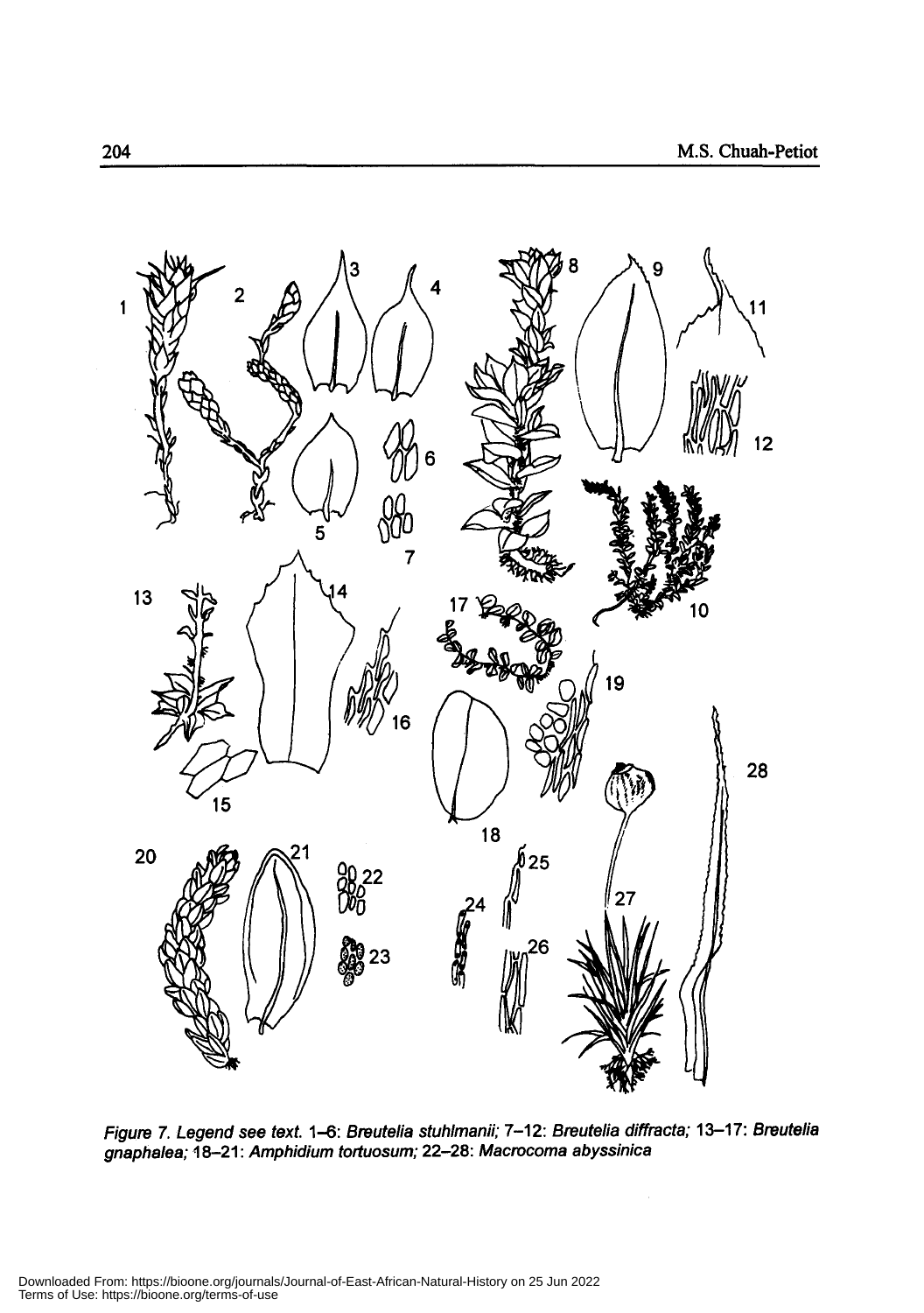*Figure 7. Legend see text.* 1–6: *Breutelia stuhlmanii;* 7–12: *Breutelia diffracta;* 13–17: *Breutelia gnaphalea;* 18–21: *Amphidium tortuosum;* 22–28: *Macrocoma abyssinica*

Downloaded From: https://bioone.org/journals/Journal-of-East-African-Natural-History on 25 Jun 2022
Terms of Use: https://bioone.org/terms-of-use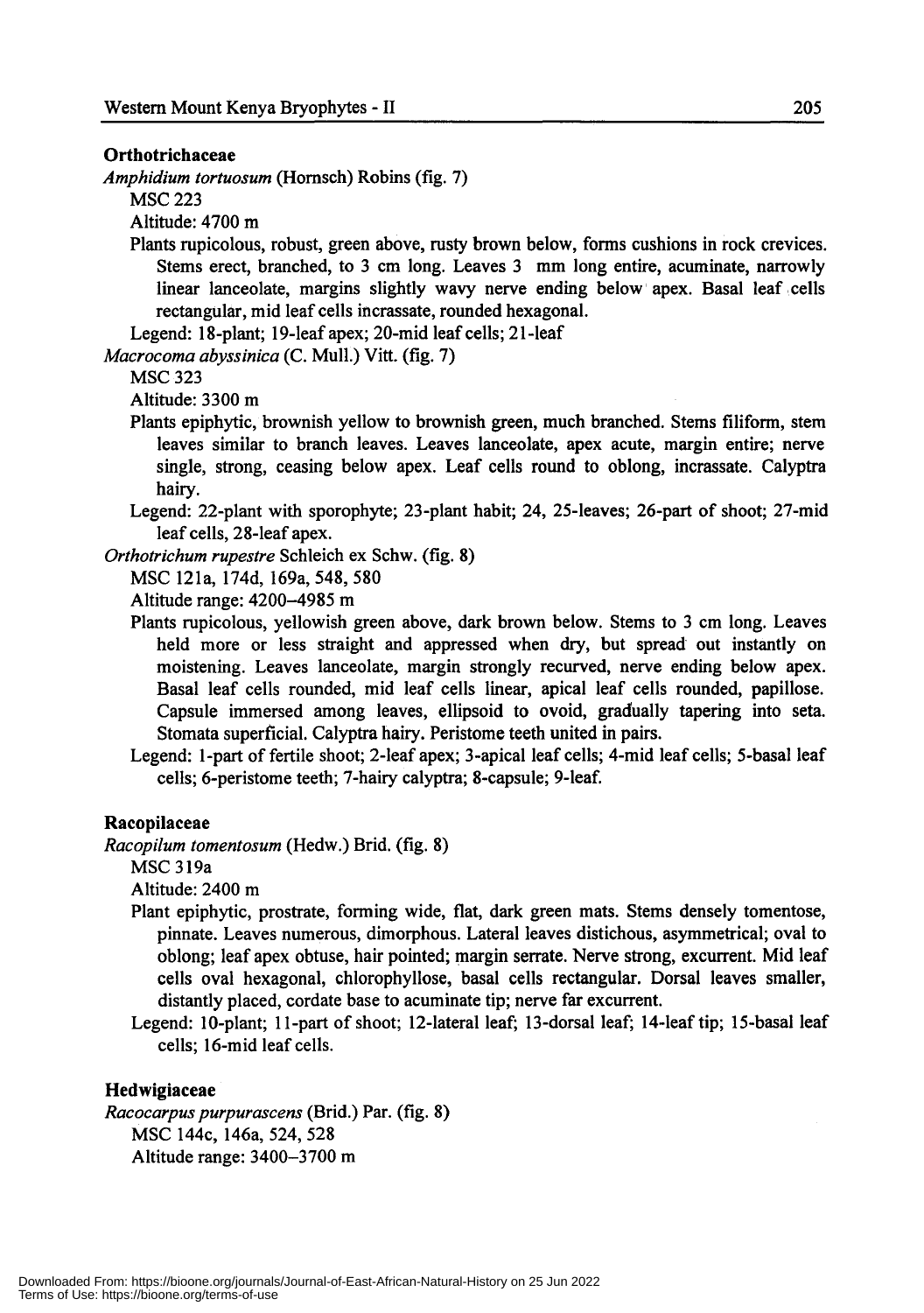## Orthotrichaceae

*Amphidium tortuosum* (Hornsch) Robins (fig. 7)

MSC 223

Altitude: 4700 m

Plants rupicolous, robust, green above, rusty brown below, forms cushions in rock crevices. Stems erect, branched, to 3 cm long. Leaves 3 mm long entire, acuminate, narrowly linear lanceolate, margins slightly wavy nerve ending below apex. Basal leaf cells rectangular, mid leaf cells incrassate, rounded hexagonal.

Legend: 18-plant; 19-leaf apex; 20-mid leaf cells; 21-leaf

*Macrocoma abyssinica* (C. Mull.) Vitt. (fig. 7)

MSC 323

Altitude: 3300 m

Plants epiphytic, brownish yellow to brownish green, much branched. Stems filiform, stem leaves similar to branch leaves. Leaves lanceolate, apex acute, margin entire; nerve single, strong, ceasing below apex. Leaf cells round to oblong, incrassate. Calyptra hairy.

Legend: 22-plant with sporophyte; 23-plant habit; 24, 25-leaves; 26-part of shoot; 27-mid leaf cells, 28-leaf apex.

*Orthotrichum rupestre* Schleich ex Schw. (fig. 8)

MSC 121a, 174d, 169a, 548, 580

Altitude range: 4200–4985 m

Plants rupicolous, yellowish green above, dark brown below. Stems to 3 cm long. Leaves held more or less straight and appressed when dry, but spread out instantly on moistening. Leaves lanceolate, margin strongly recurved, nerve ending below apex. Basal leaf cells rounded, mid leaf cells linear, apical leaf cells rounded, papillose. Capsule immersed among leaves, ellipsoid to ovoid, gradually tapering into seta. Stomata superficial. Calyptra hairy. Peristome teeth united in pairs.

Legend: 1-part of fertile shoot; 2-leaf apex; 3-apical leaf cells; 4-mid leaf cells; 5-basal leaf cells; 6-peristome teeth; 7-hairy calyptra; 8-capsule; 9-leaf.

## Racopilaceae

*Racopilum tomentosum* (Hedw.) Brid. (fig. 8)

MSC 319a

Altitude: 2400 m

Plant epiphytic, prostrate, forming wide, flat, dark green mats. Stems densely tomentose, pinnate. Leaves numerous, dimorphous. Lateral leaves distichous, asymmetrical; oval to oblong; leaf apex obtuse, hair pointed; margin serrate. Nerve strong, excurrent. Mid leaf cells oval hexagonal, chlorophyllose, basal cells rectangular. Dorsal leaves smaller, distantly placed, cordate base to acuminate tip; nerve far excurrent.

Legend: 10-plant; 11-part of shoot; 12-lateral leaf; 13-dorsal leaf; 14-leaf tip; 15-basal leaf cells; 16-mid leaf cells.

## Hedwigiaceae

*Racocarpus purpurascens* (Brid.) Par. (fig. 8)

MSC 144c, 146a, 524, 528

Altitude range: 3400–3700 m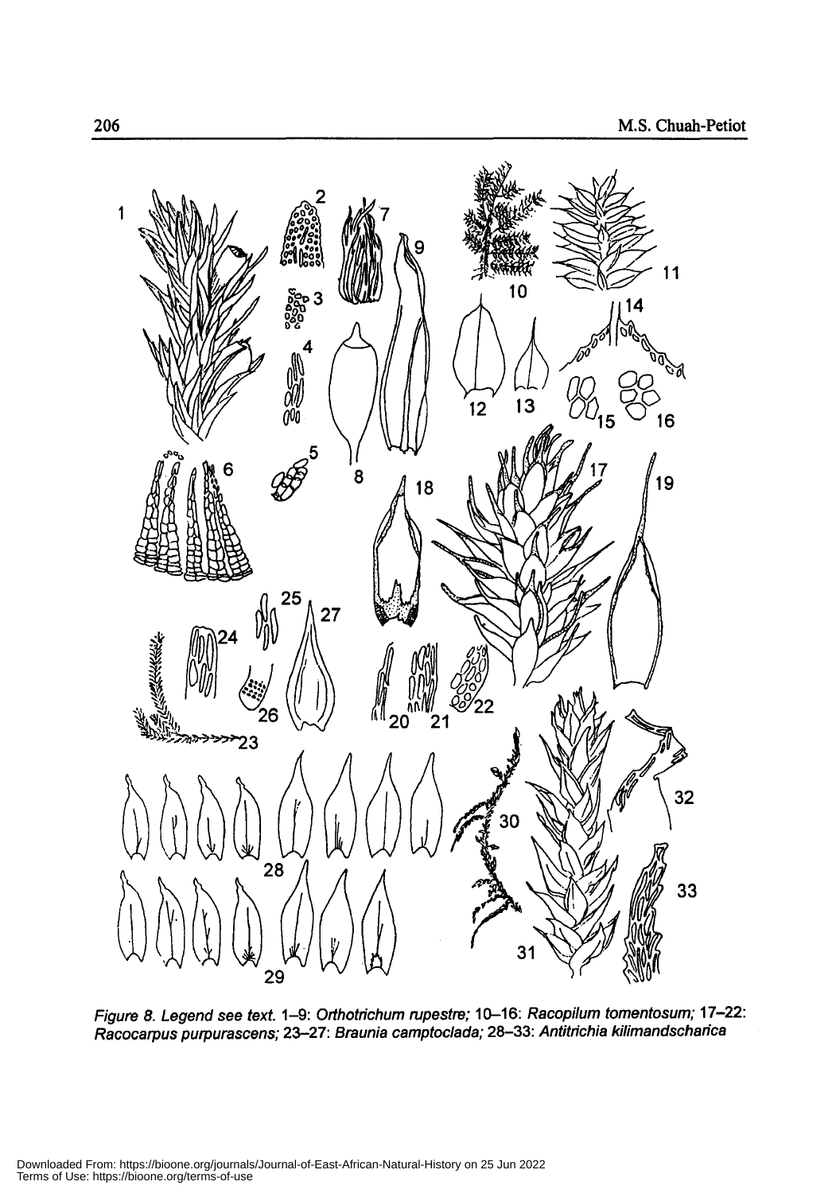*Figure 8. Legend see text.* 1–9: *Orthotrichum rupestre;* 10–16: *Racopilum tomentosum;* 17–22: *Racocarpus purpurascens;* 23–27: *Braunia camptoclada;* 28–33: *Antitrichia kilimandscharica*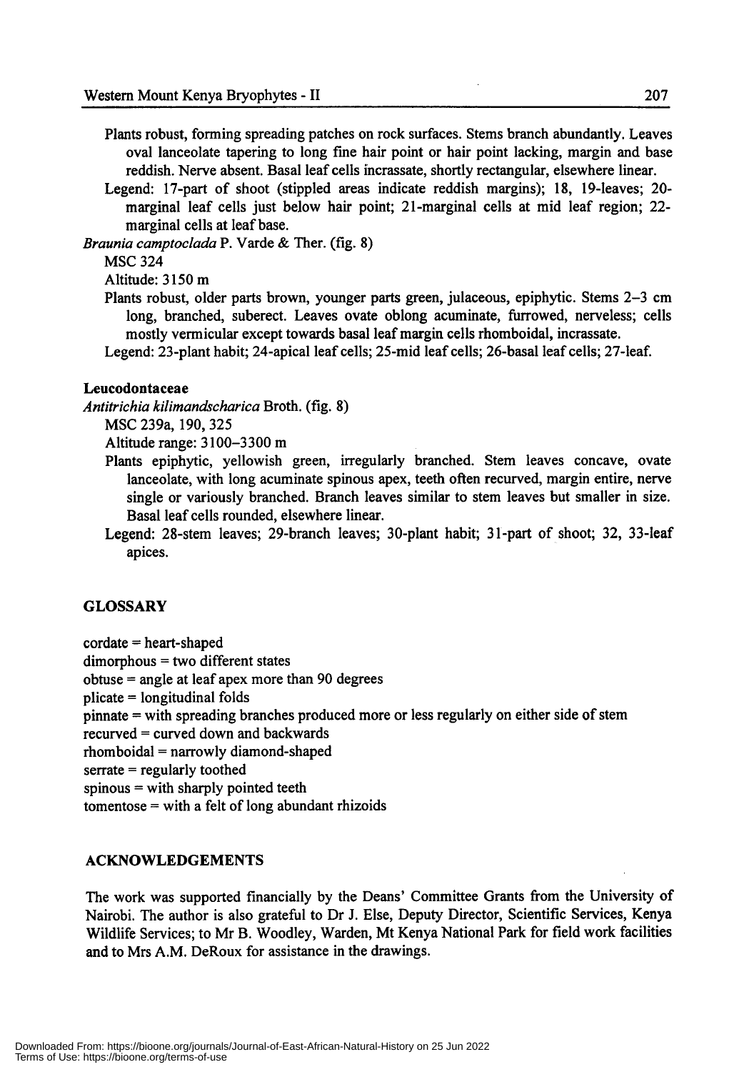Plants robust, forming spreading patches on rock surfaces. Stems branch abundantly. Leaves oval lanceolate tapering to long fine hair point or hair point lacking, margin and base reddish. Nerve absent. Basal leaf cells incrassate, shortly rectangular, elsewhere linear.

Legend: 17-part of shoot (stippled areas indicate reddish margins); 18, 19-leaves; 20-marginal leaf cells just below hair point; 21-marginal cells at mid leaf region; 22-marginal cells at leaf base.

*Braunia camptoclada* P. Varde & Ther. (fig. 8)

MSC 324

Altitude: 3150 m

Plants robust, older parts brown, younger parts green, julaceous, epiphytic. Stems 2–3 cm long, branched, suberect. Leaves ovate oblong acuminate, furrowed, nerveless; cells mostly vermicular except towards basal leaf margin cells rhomboidal, incrassate.

Legend: 23-plant habit; 24-apical leaf cells; 25-mid leaf cells; 26-basal leaf cells; 27-leaf.

**Leucodontaceae**

*Antitrichia kilimandscharica* Broth. (fig. 8)

MSC 239a, 190, 325

Altitude range: 3100–3300 m

Plants epiphytic, yellowish green, irregularly branched. Stem leaves concave, ovate lanceolate, with long acuminate spinous apex, teeth often recurved, margin entire, nerve single or variously branched. Branch leaves similar to stem leaves but smaller in size. Basal leaf cells rounded, elsewhere linear.

Legend: 28-stem leaves; 29-branch leaves; 30-plant habit; 31-part of shoot; 32, 33-leaf apices.

## GLOSSARY

cordate = heart-shaped
dimorphous = two different states
obtuse = angle at leaf apex more than 90 degrees
plicate = longitudinal folds
pinnate = with spreading branches produced more or less regularly on either side of stem
recurved = curved down and backwards
rhomboidal = narrowly diamond-shaped
serrate = regularly toothed
spinous = with sharply pointed teeth
tomentose = with a felt of long abundant rhizoids

## ACKNOWLEDGEMENTS

The work was supported financially by the Deans' Committee Grants from the University of Nairobi. The author is also grateful to Dr J. Else, Deputy Director, Scientific Services, Kenya Wildlife Services; to Mr B. Woodley, Warden, Mt Kenya National Park for field work facilities and to Mrs A.M. DeRoux for assistance in the drawings.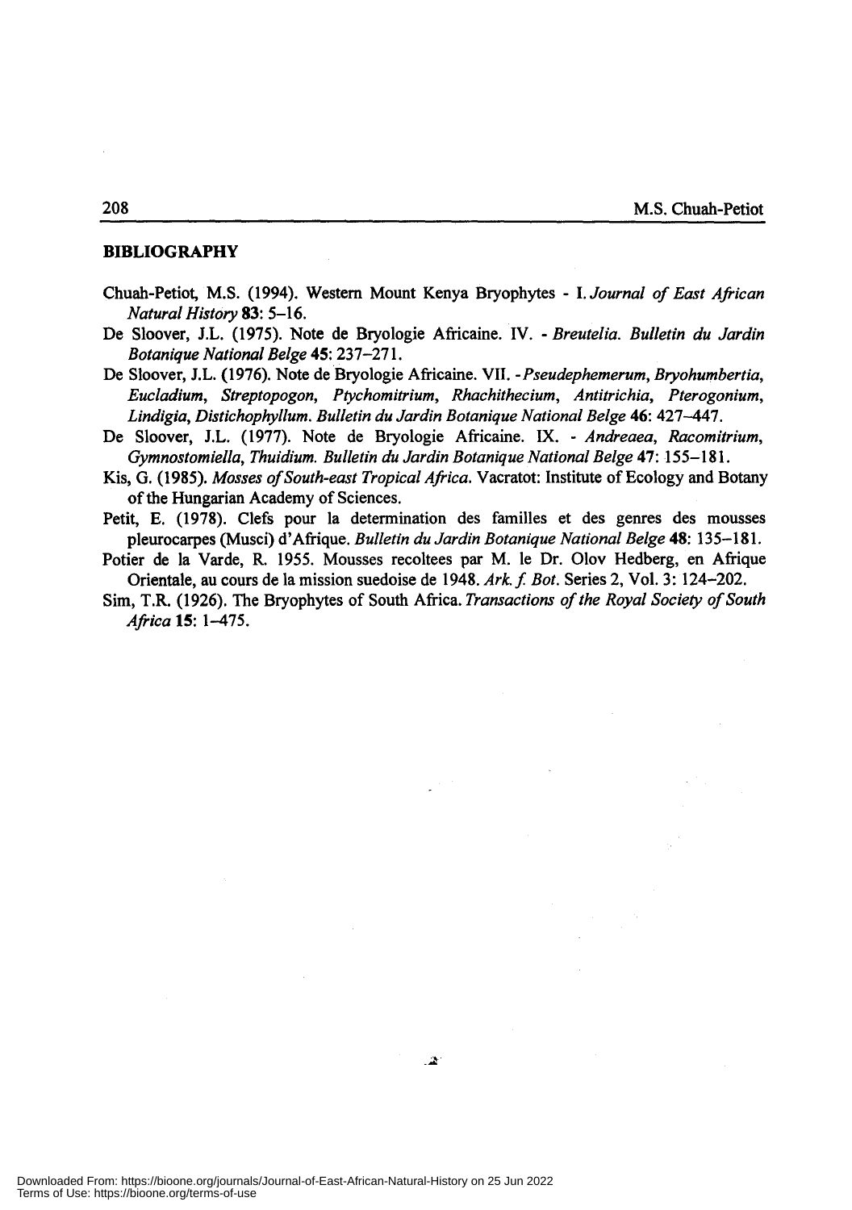## BIBLIOGRAPHY

Chuah-Petiot, M.S. (1994). Western Mount Kenya Bryophytes - I. *Journal of East African Natural History* **83**: 5–16.

De Sloover, J.L. (1975). Note de Bryologie Africaine. IV. - *Breutelia. Bulletin du Jardin Botanique National Belge* **45**: 237–271.

De Sloover, J.L. (1976). Note de Bryologie Africaine. VII. - *Pseudephemerum, Bryohumbertia, Eucladium, Streptopogon, Ptychomitrium, Rhachithecium, Antitrichia, Pterogonium, Lindigia, Distichophyllum. Bulletin du Jardin Botanique National Belge* **46**: 427–447.

De Sloover, J.L. (1977). Note de Bryologie Africaine. IX. - *Andreaea, Racomitrium, Gymnostomiella, Thuidium. Bulletin du Jardin Botanique National Belge* **47**: 155–181.

Kis, G. (1985). *Mosses of South-east Tropical Africa*. Vacratot: Institute of Ecology and Botany of the Hungarian Academy of Sciences.

Petit, E. (1978). Clefs pour la determination des familles et des genres des mousses pleurocarpes (Musci) d'Afrique. *Bulletin du Jardin Botanique National Belge* **48**: 135–181.

Potier de la Varde, R. 1955. Mousses recoltees par M. le Dr. Olov Hedberg, en Afrique Orientale, au cours de la mission suedoise de 1948. *Ark. f. Bot.* Series 2, Vol. 3: 124–202.

Sim, T.R. (1926). The Bryophytes of South Africa. *Transactions of the Royal Society of South Africa* **15**: 1–475.